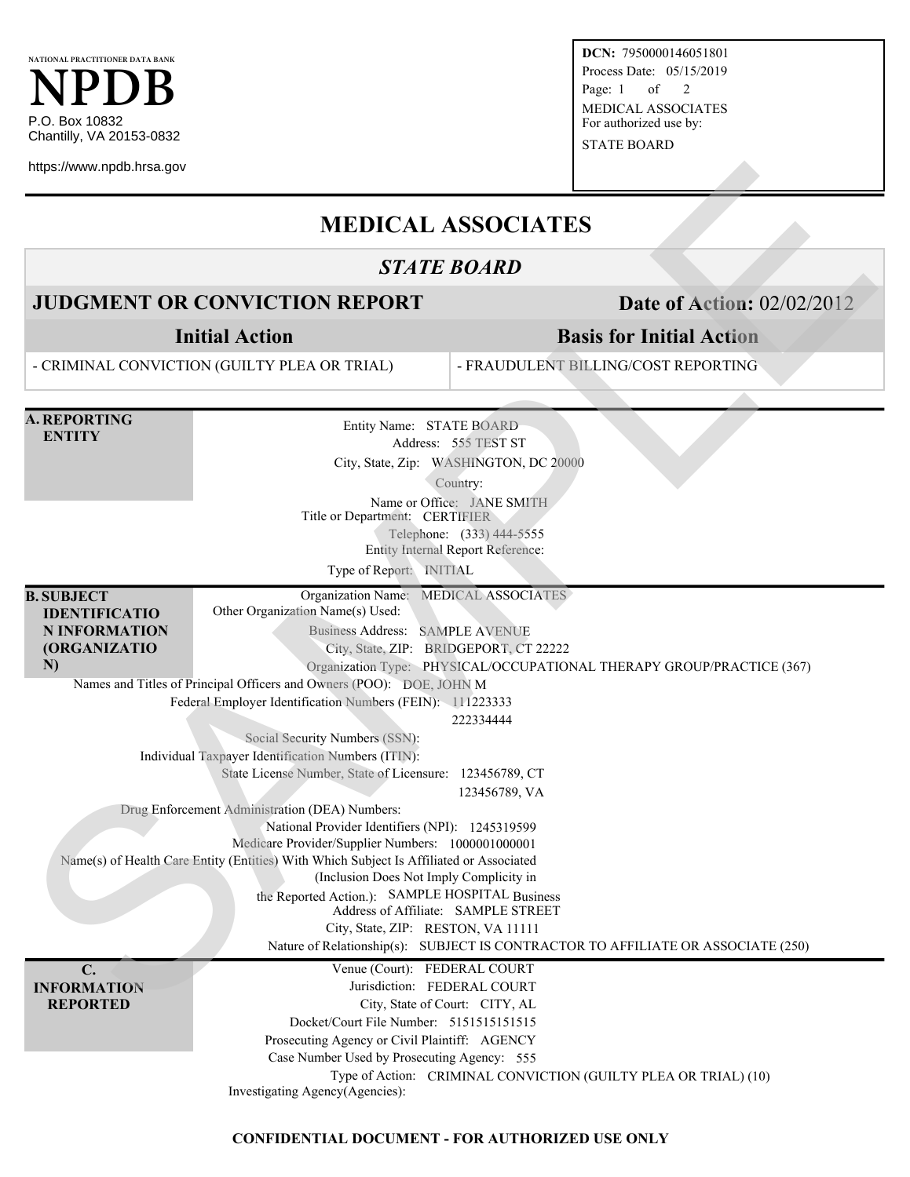NATIONAL PRACTITIONER DATA BANK

# NPDB

P.O. Box 10832
Chantilly, VA 20153-0832

https://www.npdb.hrsa.gov

**DCN:** 7950000146051801
Process Date: 05/15/2019
MEDICAL ASSOCIATES
For authorized use by:
STATE BOARD

# MEDICAL ASSOCIATES

## *STATE BOARD*

## JUDGMENT OR CONVICTION REPORT — Date of Action: 02/02/2012

| Initial Action | Basis for Initial Action |
| --- | --- |
| - CRIMINAL CONVICTION (GUILTY PLEA OR TRIAL) | - FRAUDULENT BILLING/COST REPORTING |

### A. REPORTING ENTITY

Entity Name: STATE BOARD
Address: 555 TEST ST
City, State, Zip: WASHINGTON, DC 20000
Country:
Name or Office: JANE SMITH
Title or Department: CERTIFIER
Telephone: (333) 444-5555
Entity Internal Report Reference:
Type of Report: INITIAL

### B. SUBJECT IDENTIFICATION INFORMATION (ORGANIZATION)

Organization Name: MEDICAL ASSOCIATES
Other Organization Name(s) Used:
Business Address: SAMPLE AVENUE
City, State, ZIP: BRIDGEPORT, CT 22222
Organization Type: PHYSICAL/OCCUPATIONAL THERAPY GROUP/PRACTICE (367)
Names and Titles of Principal Officers and Owners (POO): DOE, JOHN M
Federal Employer Identification Numbers (FEIN): 111223333
222334444
Social Security Numbers (SSN):
Individual Taxpayer Identification Numbers (ITIN):
State License Number, State of Licensure: 123456789, CT
123456789, VA
Drug Enforcement Administration (DEA) Numbers:
National Provider Identifiers (NPI): 1245319599
Medicare Provider/Supplier Numbers: 1000001000001
Name(s) of Health Care Entity (Entities) With Which Subject Is Affiliated or Associated (Inclusion Does Not Imply Complicity in the Reported Action.): SAMPLE HOSPITAL
Business Address of Affiliate: SAMPLE STREET
City, State, ZIP: RESTON, VA 11111
Nature of Relationship(s): SUBJECT IS CONTRACTOR TO AFFILIATE OR ASSOCIATE (250)

### C. INFORMATION REPORTED

Venue (Court): FEDERAL COURT
Jurisdiction: FEDERAL COURT
City, State of Court: CITY, AL
Docket/Court File Number: 5151515151515
Prosecuting Agency or Civil Plaintiff: AGENCY
Case Number Used by Prosecuting Agency: 555
Type of Action: CRIMINAL CONVICTION (GUILTY PLEA OR TRIAL) (10)
Investigating Agency(Agencies):

**CONFIDENTIAL DOCUMENT - FOR AUTHORIZED USE ONLY**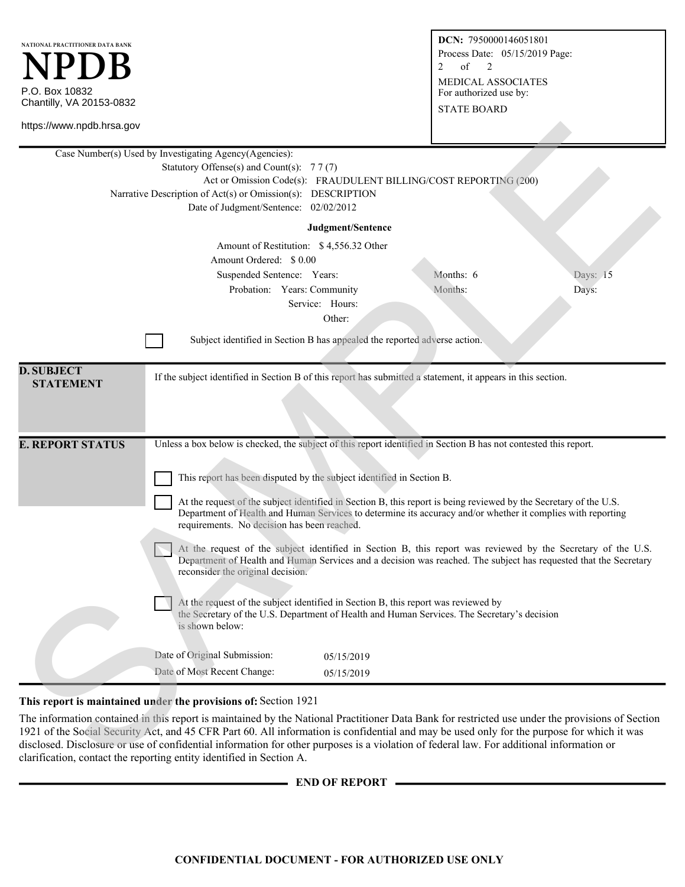NATIONAL PRACTITIONER DATA BANK

# NPDB

P.O. Box 10832
Chantilly, VA 20153-0832

https://www.npdb.hrsa.gov

**DCN:** 7950000146051801
Process Date: 05/15/2019

MEDICAL ASSOCIATES
For authorized use by:

STATE BOARD

---

Case Number(s) Used by Investigating Agency(Agencies):
Statutory Offense(s) and Count(s): 7 7 (7)
Act or Omission Code(s): FRAUDULENT BILLING/COST REPORTING (200)
Narrative Description of Act(s) or Omission(s): DESCRIPTION
Date of Judgment/Sentence: 02/02/2012

**Judgment/Sentence**

Amount of Restitution: $ 4,556.32 Other
Amount Ordered: $ 0.00

| | | | |
|---|---|---|---|
| Suspended Sentence: | Years: | Months: 6 | Days: 15 |
| Probation: | Years: | Months: | Days: |

Community Service: Hours:
Other:

☐ Subject identified in Section B has appealed the reported adverse action.

## D. SUBJECT STATEMENT

If the subject identified in Section B of this report has submitted a statement, it appears in this section.

## E. REPORT STATUS

Unless a box below is checked, the subject of this report identified in Section B has not contested this report.

☐ This report has been disputed by the subject identified in Section B.

☐ At the request of the subject identified in Section B, this report is being reviewed by the Secretary of the U.S. Department of Health and Human Services to determine its accuracy and/or whether it complies with reporting requirements. No decision has been reached.

☐ At the request of the subject identified in Section B, this report was reviewed by the Secretary of the U.S. Department of Health and Human Services and a decision was reached. The subject has requested that the Secretary reconsider the original decision.

☐ At the request of the subject identified in Section B, this report was reviewed by the Secretary of the U.S. Department of Health and Human Services. The Secretary's decision is shown below:

Date of Original Submission: 05/15/2019
Date of Most Recent Change: 05/15/2019

**This report is maintained under the provisions of:** Section 1921

The information contained in this report is maintained by the National Practitioner Data Bank for restricted use under the provisions of Section 1921 of the Social Security Act, and 45 CFR Part 60. All information is confidential and may be used only for the purpose for which it was disclosed. Disclosure or use of confidential information for other purposes is a violation of federal law. For additional information or clarification, contact the reporting entity identified in Section A.

**END OF REPORT**

**CONFIDENTIAL DOCUMENT - FOR AUTHORIZED USE ONLY**